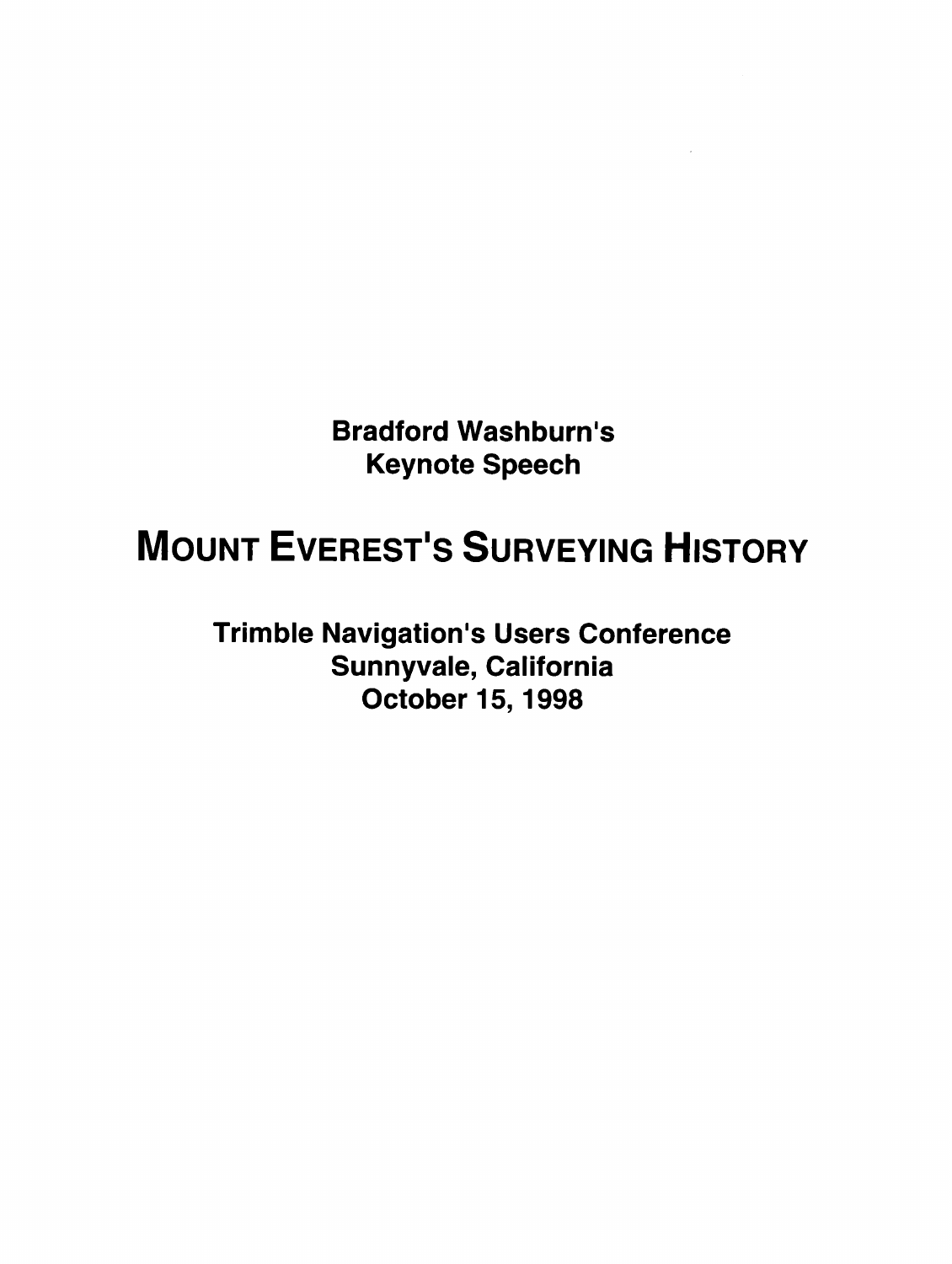**Bradford Washburn's**
**Keynote Speech**

# MOUNT EVEREST'S SURVEYING HISTORY

**Trimble Navigation's Users Conference**
**Sunnyvale, California**
**October 15, 1998**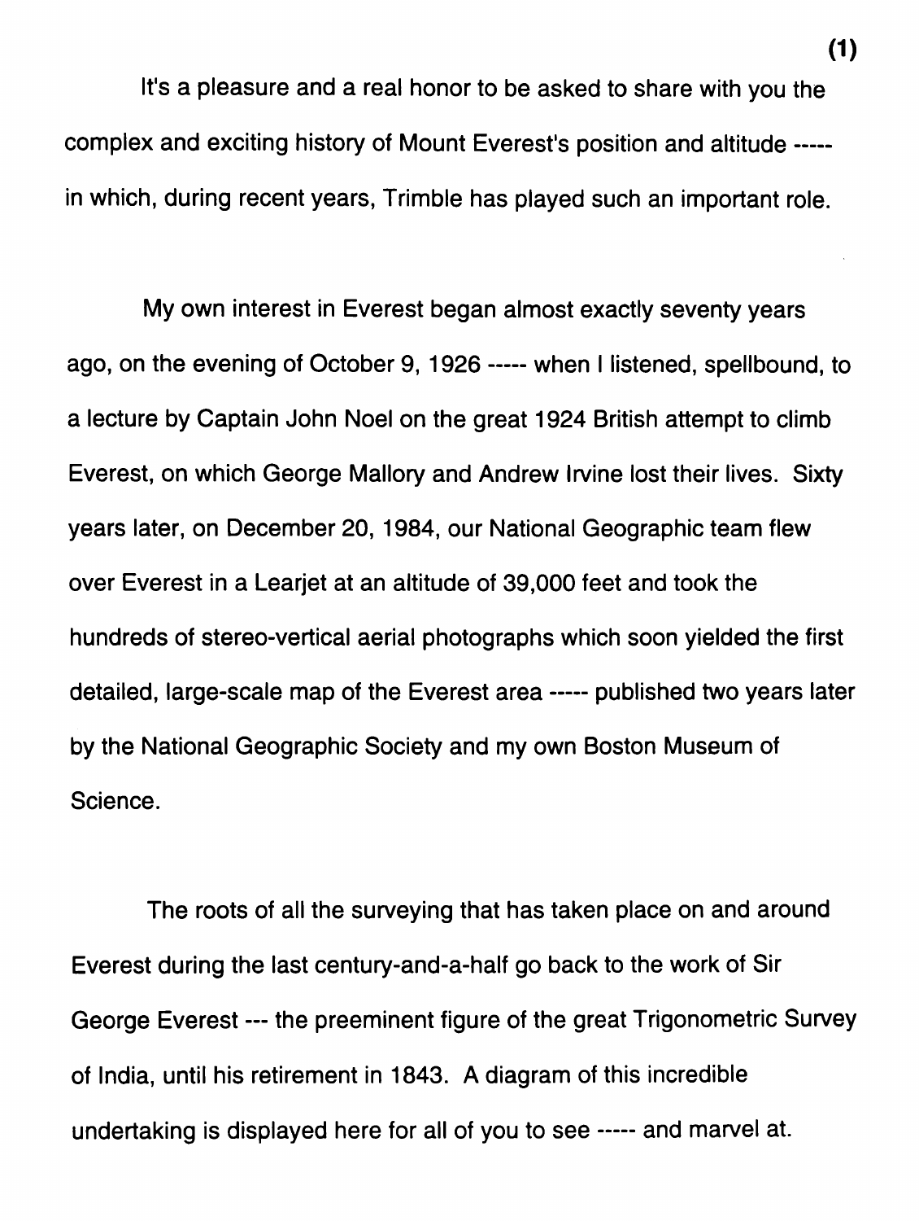It's a pleasure and a real honor to be asked to share with you the complex and exciting history of Mount Everest's position and altitude ----- in which, during recent years, Trimble has played such an important role.

My own interest in Everest began almost exactly seventy years ago, on the evening of October 9, 1926 ----- when I listened, spellbound, to a lecture by Captain John Noel on the great 1924 British attempt to climb Everest, on which George Mallory and Andrew Irvine lost their lives. Sixty years later, on December 20, 1984, our National Geographic team flew over Everest in a Learjet at an altitude of 39,000 feet and took the hundreds of stereo-vertical aerial photographs which soon yielded the first detailed, large-scale map of the Everest area ----- published two years later by the National Geographic Society and my own Boston Museum of Science.

The roots of all the surveying that has taken place on and around Everest during the last century-and-a-half go back to the work of Sir George Everest --- the preeminent figure of the great Trigonometric Survey of India, until his retirement in 1843. A diagram of this incredible undertaking is displayed here for all of you to see ----- and marvel at.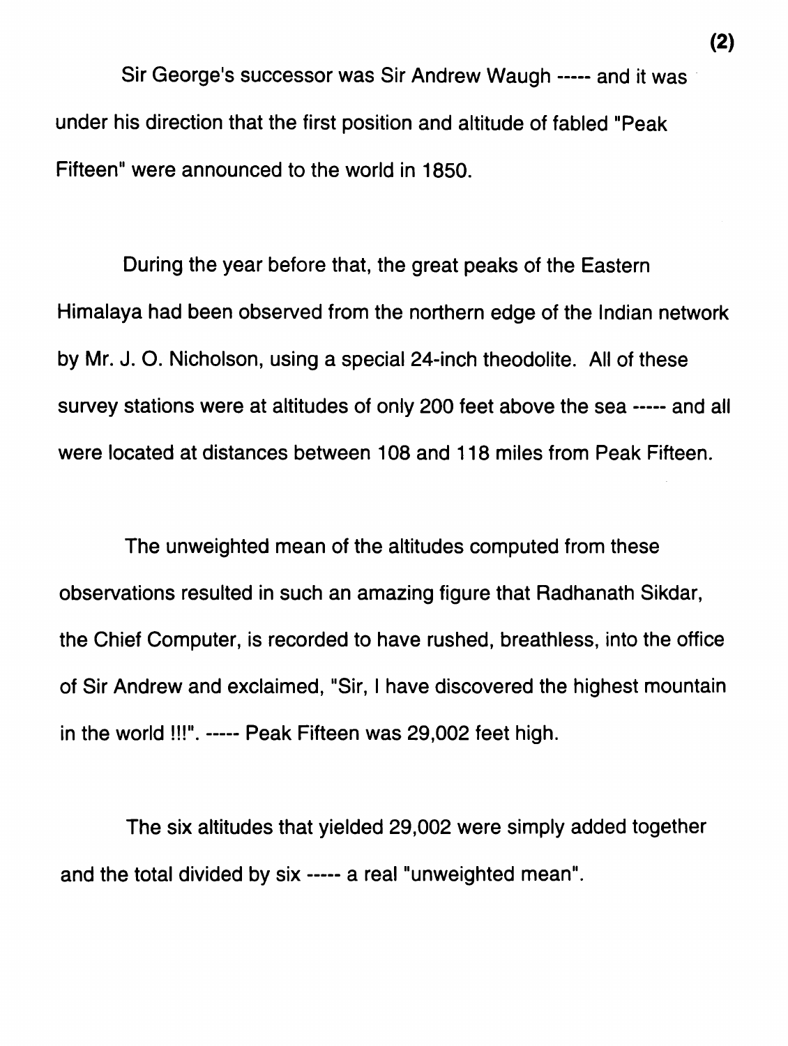Sir George's successor was Sir Andrew Waugh ----- and it was under his direction that the first position and altitude of fabled "Peak Fifteen" were announced to the world in 1850.

During the year before that, the great peaks of the Eastern Himalaya had been observed from the northern edge of the Indian network by Mr. J. O. Nicholson, using a special 24-inch theodolite. All of these survey stations were at altitudes of only 200 feet above the sea ----- and all were located at distances between 108 and 118 miles from Peak Fifteen.

The unweighted mean of the altitudes computed from these observations resulted in such an amazing figure that Radhanath Sikdar, the Chief Computer, is recorded to have rushed, breathless, into the office of Sir Andrew and exclaimed, "Sir, I have discovered the highest mountain in the world !!!". ----- Peak Fifteen was 29,002 feet high.

The six altitudes that yielded 29,002 were simply added together and the total divided by six ----- a real "unweighted mean".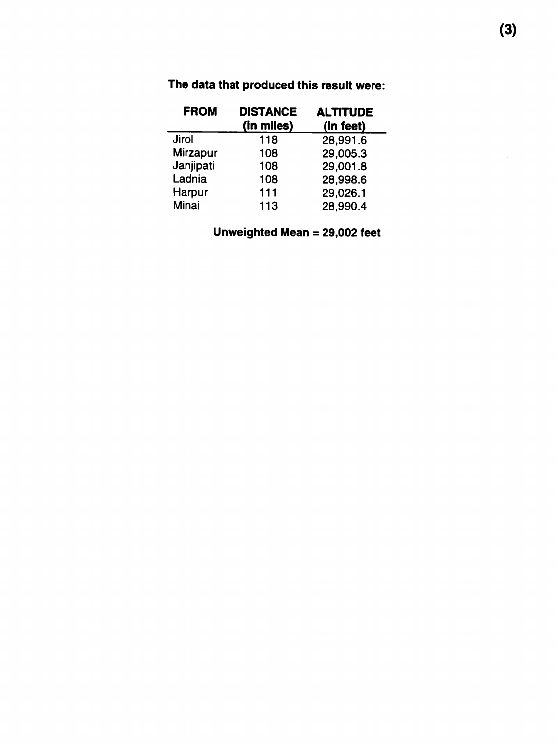**The data that produced this result were:**

| FROM | DISTANCE (in miles) | ALTITUDE (In feet) |
|---|---|---|
| Jirol | 118 | 28,991.6 |
| Mirzapur | 108 | 29,005.3 |
| Janjipati | 108 | 29,001.8 |
| Ladnia | 108 | 28,998.6 |
| Harpur | 111 | 29,026.1 |
| Minai | 113 | 28,990.4 |

**Unweighted Mean = 29,002 feet**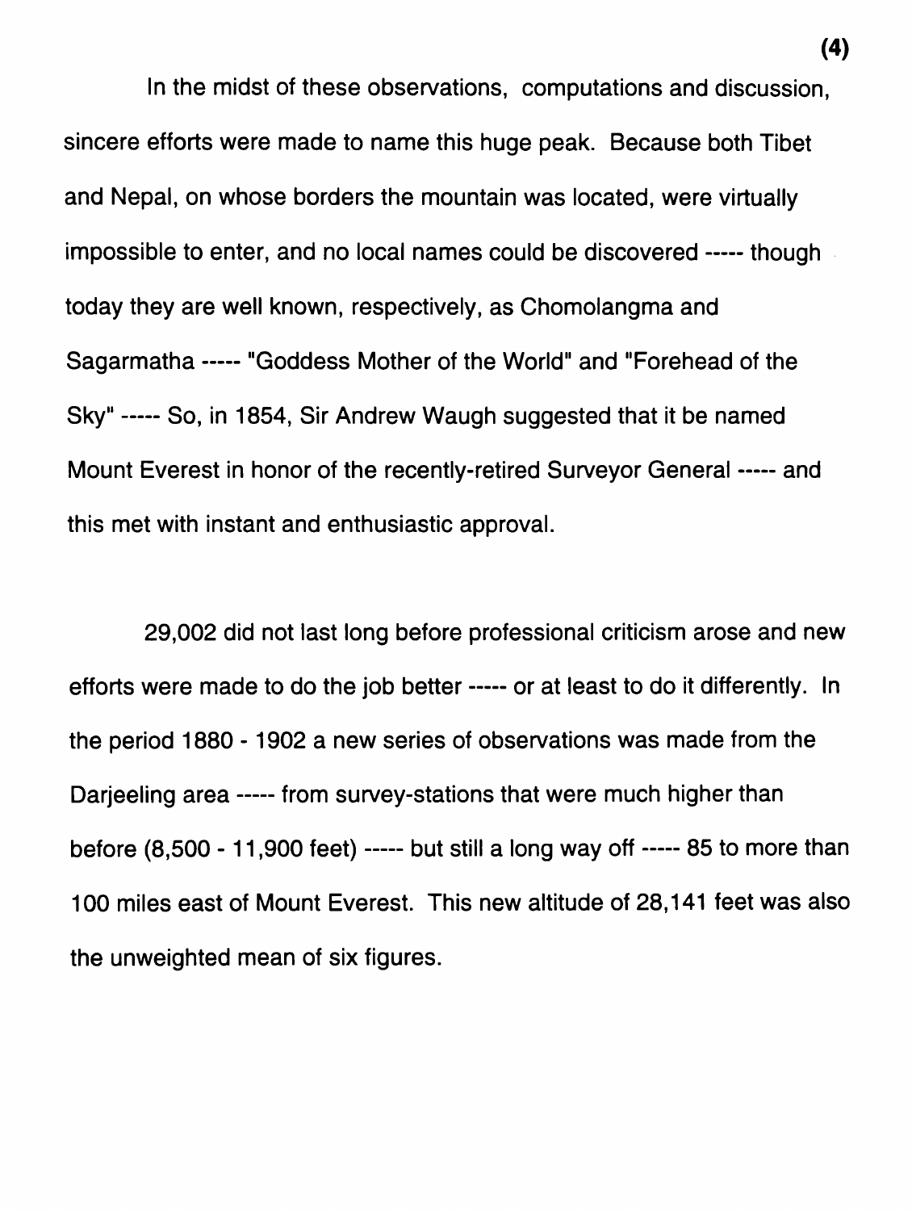In the midst of these observations, computations and discussion, sincere efforts were made to name this huge peak. Because both Tibet and Nepal, on whose borders the mountain was located, were virtually impossible to enter, and no local names could be discovered ----- though today they are well known, respectively, as Chomolangma and Sagarmatha ----- "Goddess Mother of the World" and "Forehead of the Sky" ----- So, in 1854, Sir Andrew Waugh suggested that it be named Mount Everest in honor of the recently-retired Surveyor General ----- and this met with instant and enthusiastic approval.

29,002 did not last long before professional criticism arose and new efforts were made to do the job better ----- or at least to do it differently. In the period 1880 - 1902 a new series of observations was made from the Darjeeling area ----- from survey-stations that were much higher than before (8,500 - 11,900 feet) ----- but still a long way off ----- 85 to more than 100 miles east of Mount Everest. This new altitude of 28,141 feet was also the unweighted mean of six figures.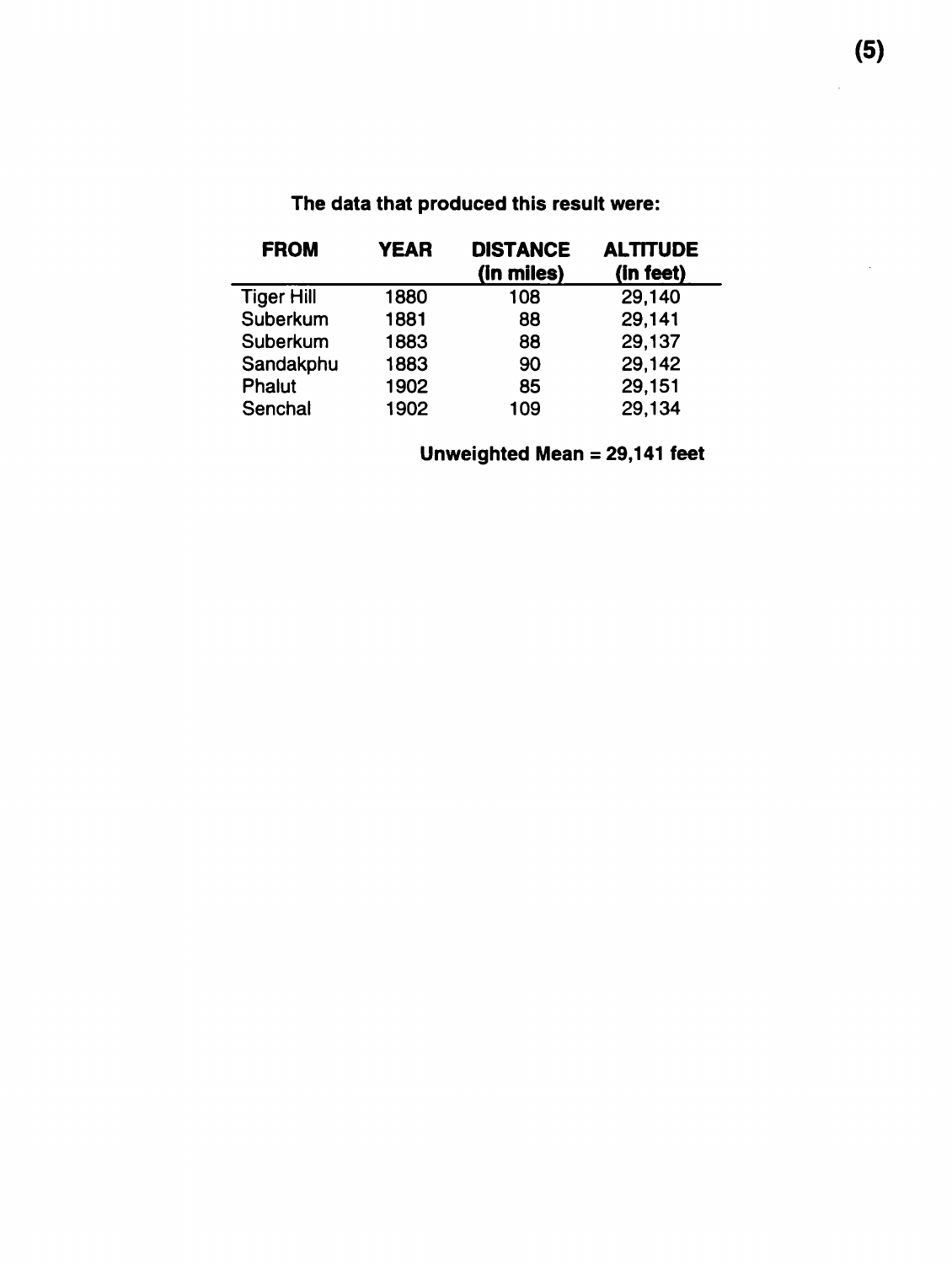**The data that produced this result were:**

| FROM | YEAR | DISTANCE (in miles) | ALTITUDE (in feet) |
|---|---|---|---|
| Tiger Hill | 1880 | 108 | 29,140 |
| Suberkum | 1881 | 88 | 29,141 |
| Suberkum | 1883 | 88 | 29,137 |
| Sandakphu | 1883 | 90 | 29,142 |
| Phalut | 1902 | 85 | 29,151 |
| Senchal | 1902 | 109 | 29,134 |

**Unweighted Mean = 29,141 feet**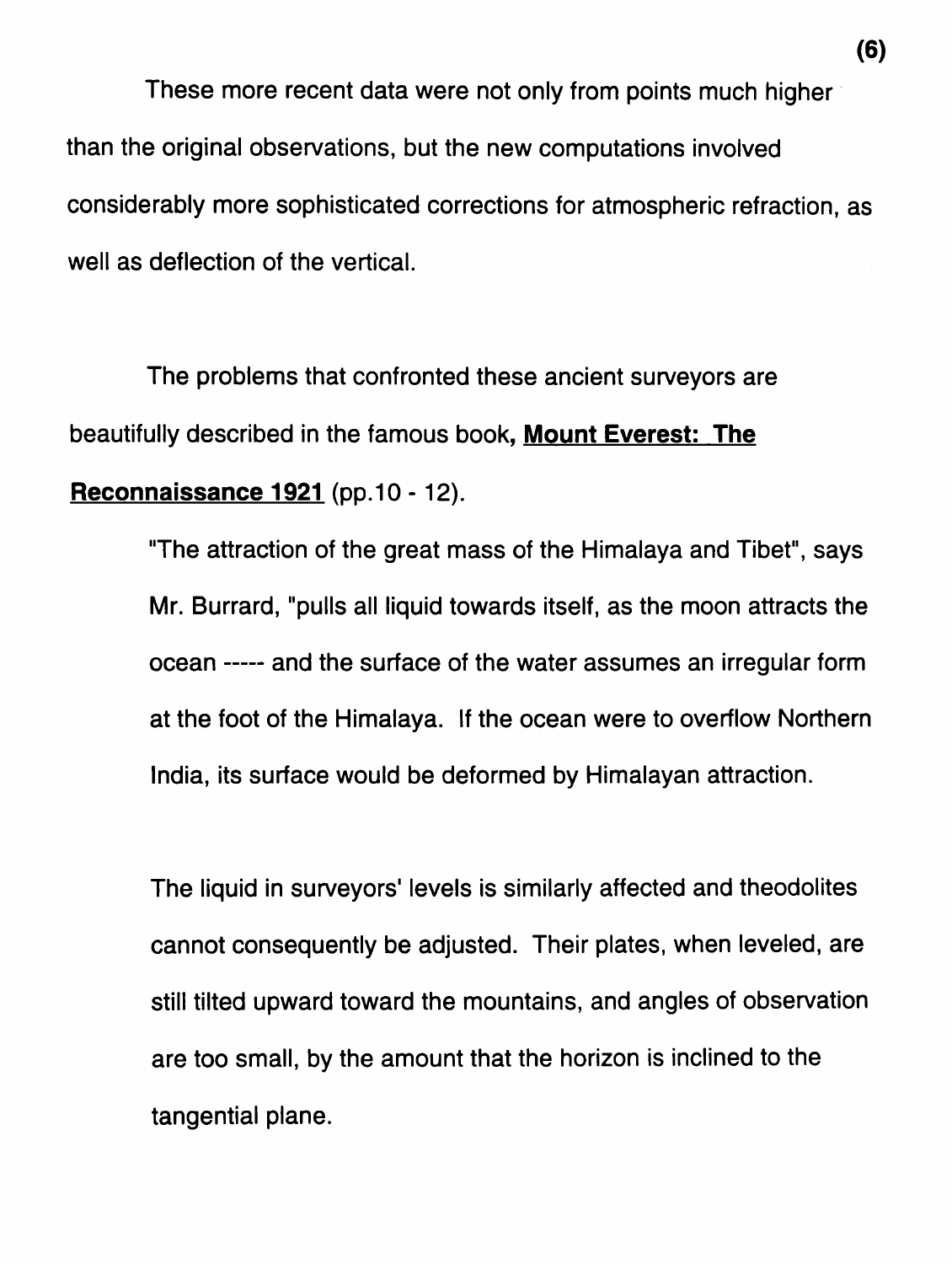These more recent data were not only from points much higher than the original observations, but the new computations involved considerably more sophisticated corrections for atmospheric refraction, as well as deflection of the vertical.

The problems that confronted these ancient surveyors are beautifully described in the famous book, **Mount Everest: The Reconnaissance 1921** (pp.10 - 12).

> "The attraction of the great mass of the Himalaya and Tibet", says Mr. Burrard, "pulls all liquid towards itself, as the moon attracts the ocean ----- and the surface of the water assumes an irregular form at the foot of the Himalaya. If the ocean were to overflow Northern India, its surface would be deformed by Himalayan attraction.
>
> The liquid in surveyors' levels is similarly affected and theodolites cannot consequently be adjusted. Their plates, when leveled, are still tilted upward toward the mountains, and angles of observation are too small, by the amount that the horizon is inclined to the tangential plane.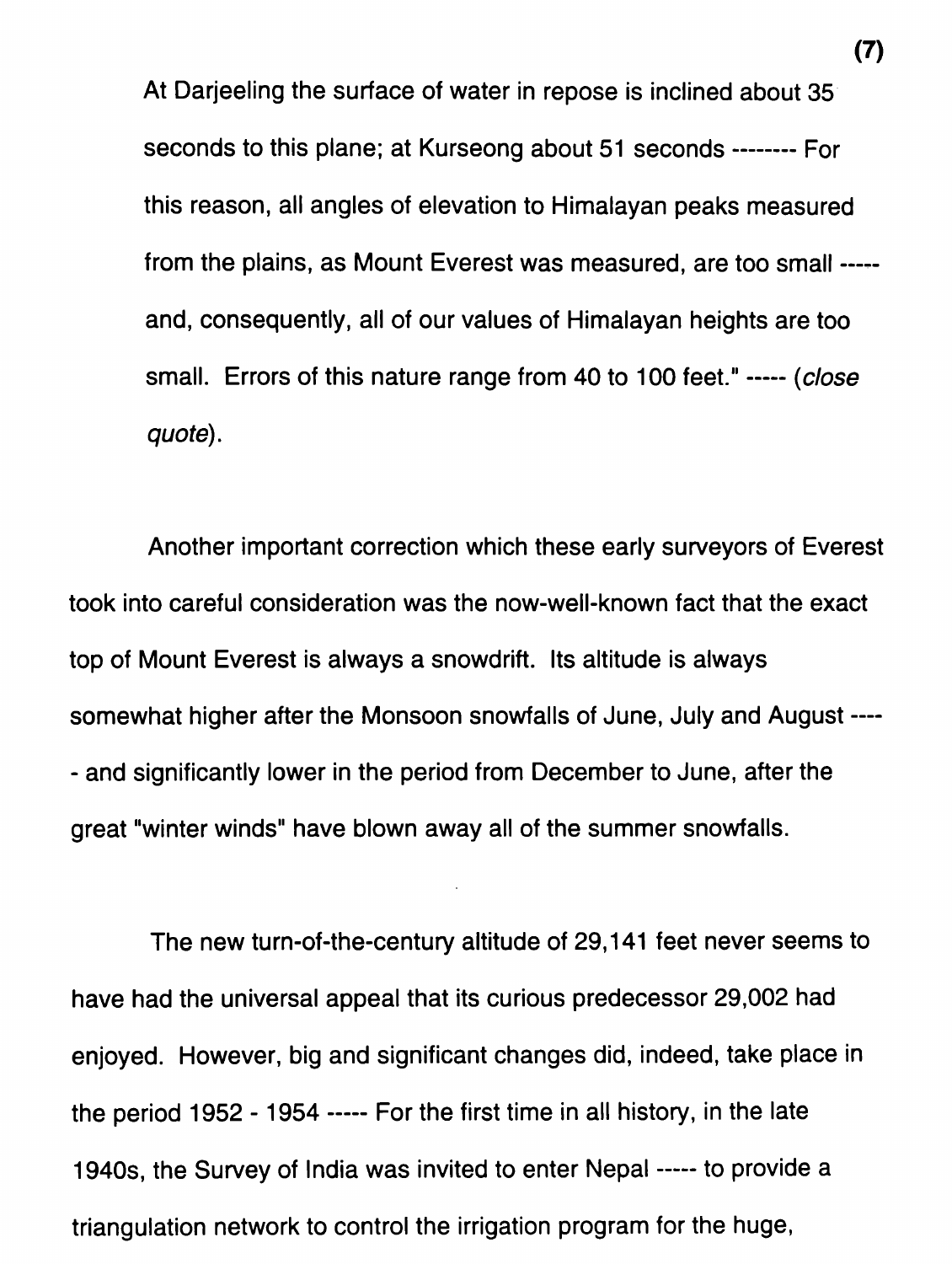At Darjeeling the surface of water in repose is inclined about 35 seconds to this plane; at Kurseong about 51 seconds -------- For this reason, all angles of elevation to Himalayan peaks measured from the plains, as Mount Everest was measured, are too small ----- and, consequently, all of our values of Himalayan heights are too small. Errors of this nature range from 40 to 100 feet." ----- (*close quote*).

Another important correction which these early surveyors of Everest took into careful consideration was the now-well-known fact that the exact top of Mount Everest is always a snowdrift. Its altitude is always somewhat higher after the Monsoon snowfalls of June, July and August ----- and significantly lower in the period from December to June, after the great "winter winds" have blown away all of the summer snowfalls.

The new turn-of-the-century altitude of 29,141 feet never seems to have had the universal appeal that its curious predecessor 29,002 had enjoyed. However, big and significant changes did, indeed, take place in the period 1952 - 1954 ----- For the first time in all history, in the late 1940s, the Survey of India was invited to enter Nepal ----- to provide a triangulation network to control the irrigation program for the huge,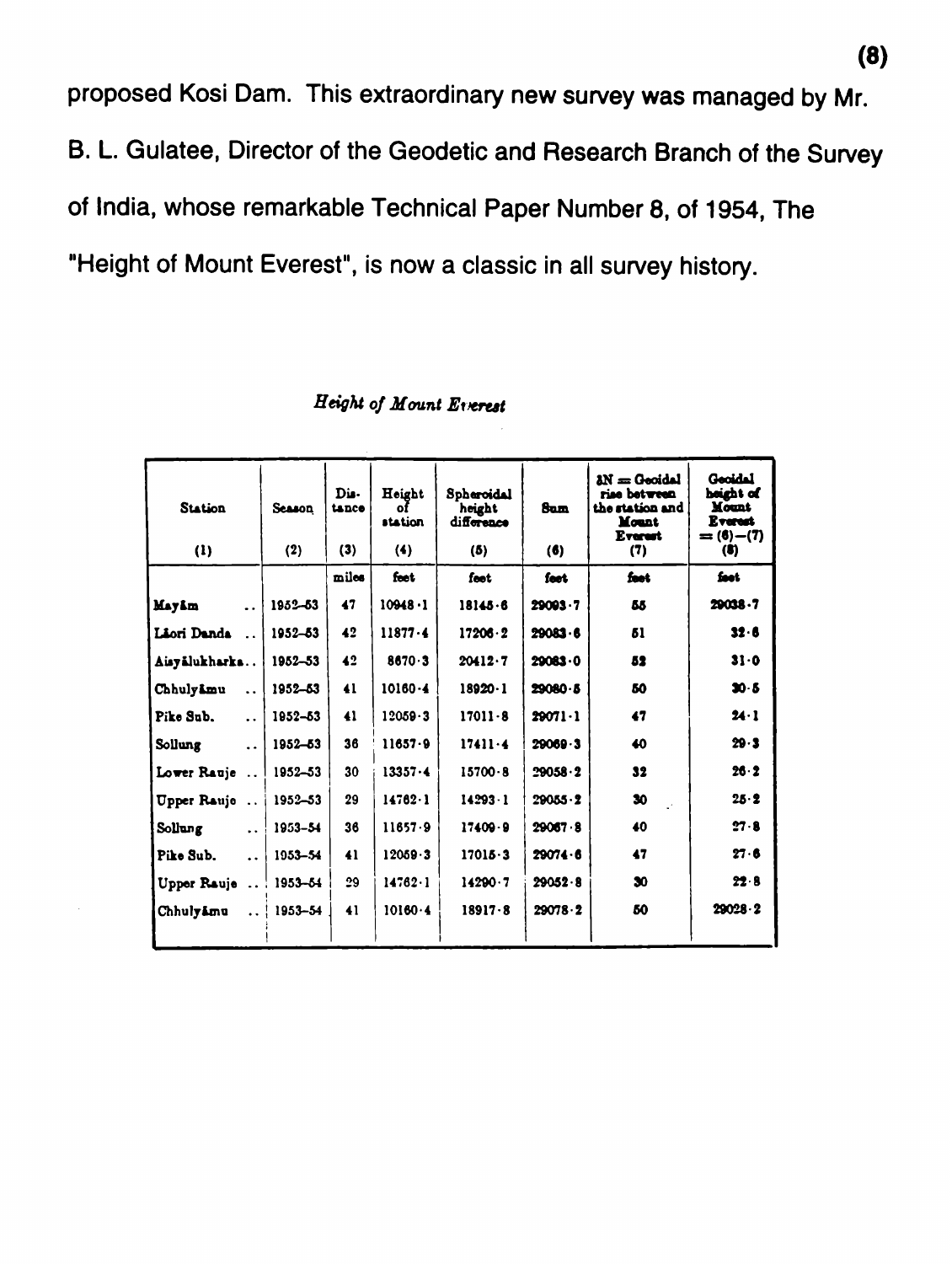proposed Kosi Dam. This extraordinary new survey was managed by Mr. B. L. Gulatee, Director of the Geodetic and Research Branch of the Survey of India, whose remarkable Technical Paper Number 8, of 1954, The "Height of Mount Everest", is now a classic in all survey history.

*Height of Mount Everest*

| Station (1) | Season (2) | Distance (3) | Height of station (4) | Spheroidal height difference (5) | Sum (6) | $\delta N$ = Geoidal rise between the station and Mount Everest (7) | Geoidal height of Mount Everest = (6)−(7) (8) |
|---|---|---|---|---|---|---|---|
| | | miles | feet | feet | feet | feet | feet |
| Mayâm .. | 1952–53 | 47 | 10948·1 | 18145·6 | 29093·7 | 55 | 29038·7 |
| Lâori Danda .. | 1952–53 | 42 | 11877·4 | 17206·2 | 29083·6 | 51 | 32·6 |
| Aisyâlukharka.. | 1952–53 | 42 | 8670·3 | 20412·7 | 29083·0 | 52 | 31·0 |
| Chhulyâmu .. | 1952–53 | 41 | 10160·4 | 18920·1 | 29080·5 | 50 | 30·5 |
| Pike Sub. .. | 1952–53 | 41 | 12059·3 | 17011·8 | 29071·1 | 47 | 24·1 |
| Sollung .. | 1952–53 | 36 | 11657·9 | 17411·4 | 29069·3 | 40 | 29·3 |
| Lower Rauje .. | 1952–53 | 30 | 13357·4 | 15700·8 | 29058·2 | 32 | 26·2 |
| Upper Rauje .. | 1952–53 | 29 | 14762·1 | 14293·1 | 29055·2 | 30 | 25·2 |
| Sollung .. | 1953–54 | 36 | 11657·9 | 17409·9 | 29067·8 | 40 | 27·8 |
| Pike Sub. .. | 1953–54 | 41 | 12059·3 | 17015·3 | 29074·6 | 47 | 27·6 |
| Upper Rauje .. | 1953–54 | 29 | 14762·1 | 14290·7 | 29052·8 | 30 | 22·8 |
| Chhulyâmu .. | 1953–54 | 41 | 10160·4 | 18917·8 | 29078·2 | 50 | 29028·2 |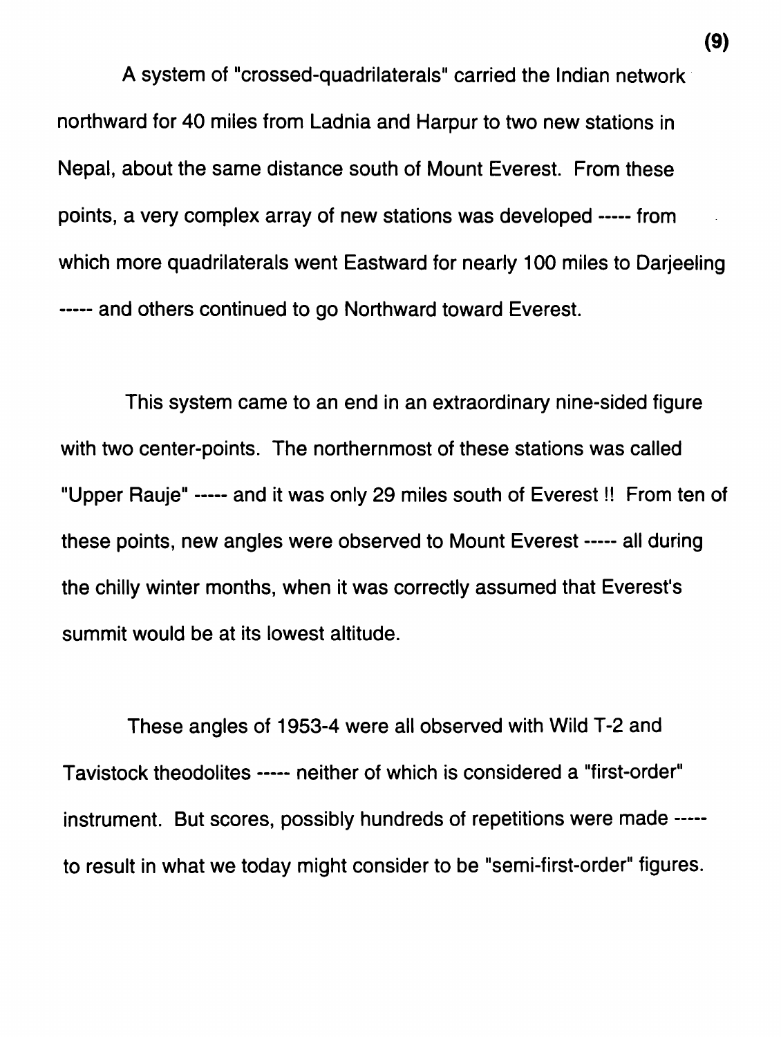A system of "crossed-quadrilaterals" carried the Indian network northward for 40 miles from Ladnia and Harpur to two new stations in Nepal, about the same distance south of Mount Everest. From these points, a very complex array of new stations was developed ----- from which more quadrilaterals went Eastward for nearly 100 miles to Darjeeling ----- and others continued to go Northward toward Everest.

This system came to an end in an extraordinary nine-sided figure with two center-points. The northernmost of these stations was called "Upper Rauje" ----- and it was only 29 miles south of Everest !! From ten of these points, new angles were observed to Mount Everest ----- all during the chilly winter months, when it was correctly assumed that Everest's summit would be at its lowest altitude.

These angles of 1953-4 were all observed with Wild T-2 and Tavistock theodolites ----- neither of which is considered a "first-order" instrument. But scores, possibly hundreds of repetitions were made ----- to result in what we today might consider to be "semi-first-order" figures.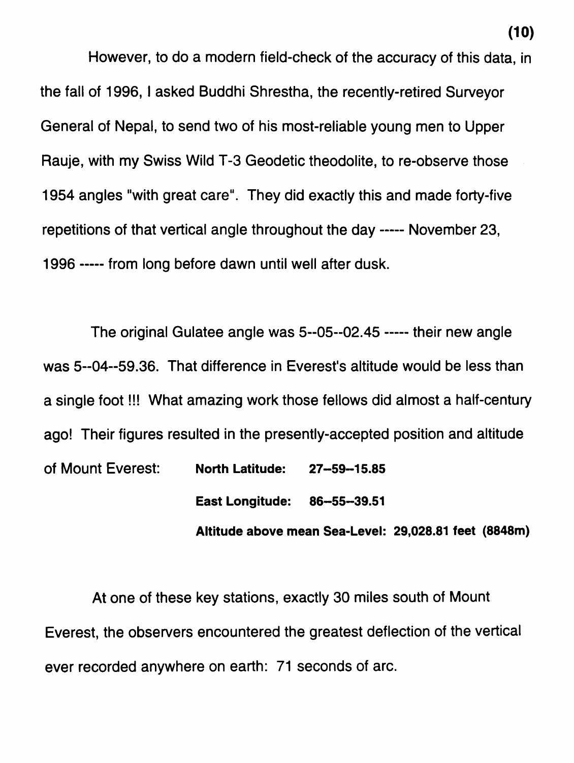However, to do a modern field-check of the accuracy of this data, in the fall of 1996, I asked Buddhi Shrestha, the recently-retired Surveyor General of Nepal, to send two of his most-reliable young men to Upper Rauje, with my Swiss Wild T-3 Geodetic theodolite, to re-observe those 1954 angles "with great care". They did exactly this and made forty-five repetitions of that vertical angle throughout the day ----- November 23, 1996 ----- from long before dawn until well after dusk.

The original Gulatee angle was 5--05--02.45 ----- their new angle was 5--04--59.36. That difference in Everest's altitude would be less than a single foot !!! What amazing work those fellows did almost a half-century ago! Their figures resulted in the presently-accepted position and altitude of Mount Everest:

**North Latitude: 27--59--15.85**

**East Longitude: 86--55--39.51**

**Altitude above mean Sea-Level: 29,028.81 feet (8848m)**

At one of these key stations, exactly 30 miles south of Mount Everest, the observers encountered the greatest deflection of the vertical ever recorded anywhere on earth: 71 seconds of arc.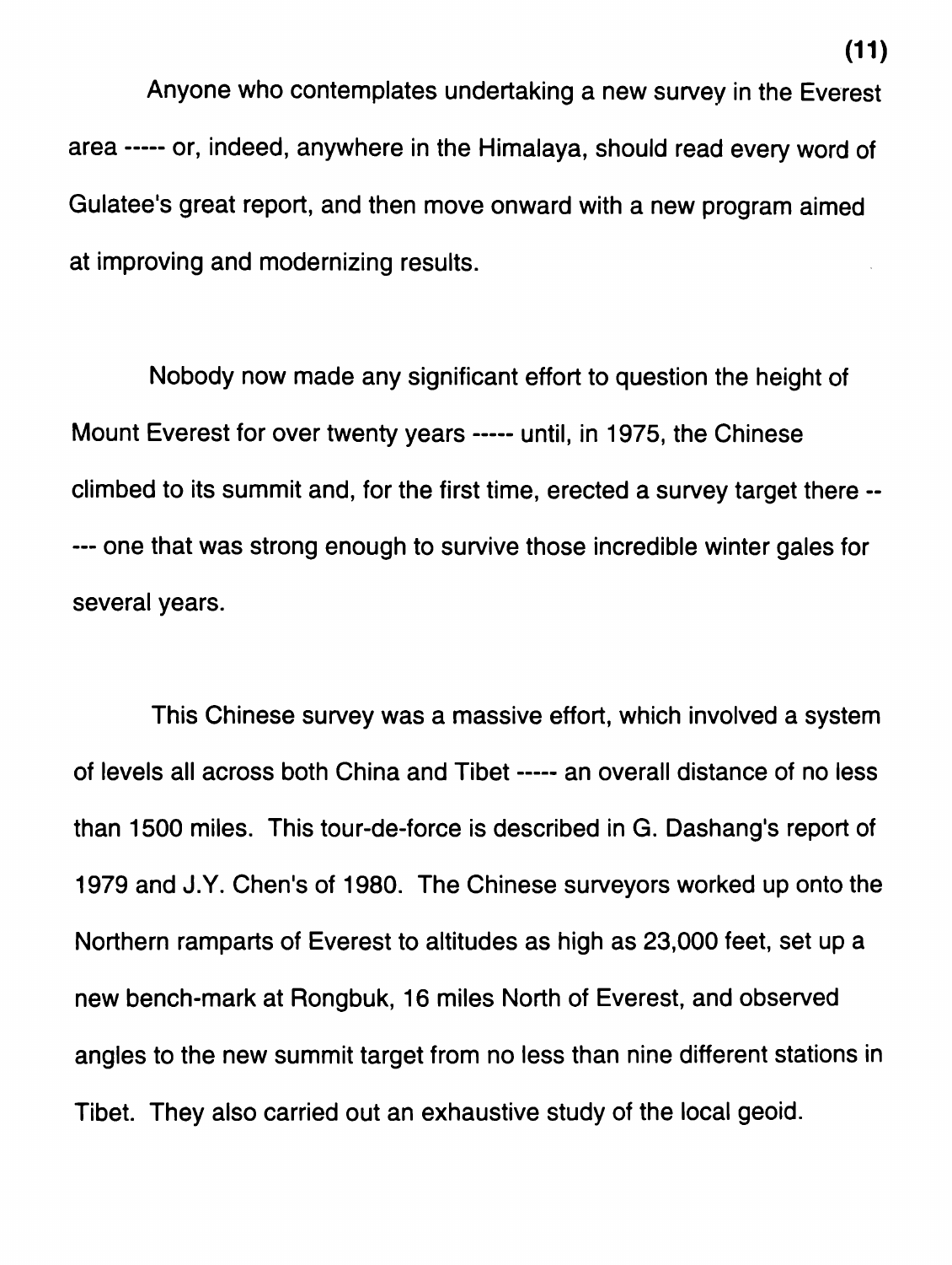Anyone who contemplates undertaking a new survey in the Everest area ----- or, indeed, anywhere in the Himalaya, should read every word of Gulatee's great report, and then move onward with a new program aimed at improving and modernizing results.

Nobody now made any significant effort to question the height of Mount Everest for over twenty years ----- until, in 1975, the Chinese climbed to its summit and, for the first time, erected a survey target there ----- one that was strong enough to survive those incredible winter gales for several years.

This Chinese survey was a massive effort, which involved a system of levels all across both China and Tibet ----- an overall distance of no less than 1500 miles. This tour-de-force is described in G. Dashang's report of 1979 and J.Y. Chen's of 1980. The Chinese surveyors worked up onto the Northern ramparts of Everest to altitudes as high as 23,000 feet, set up a new bench-mark at Rongbuk, 16 miles North of Everest, and observed angles to the new summit target from no less than nine different stations in Tibet. They also carried out an exhaustive study of the local geoid.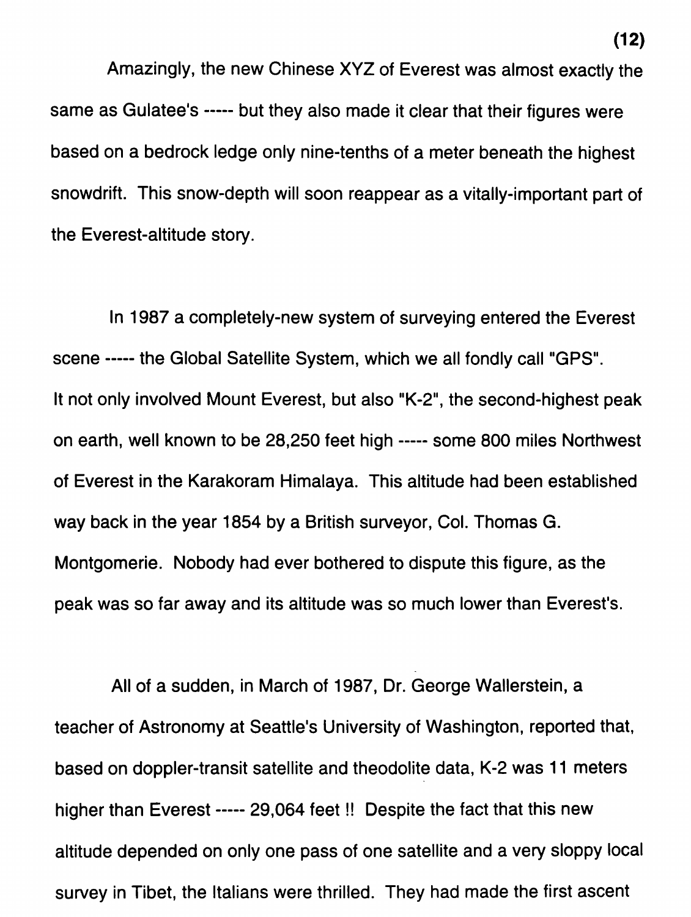Amazingly, the new Chinese XYZ of Everest was almost exactly the same as Gulatee's ----- but they also made it clear that their figures were based on a bedrock ledge only nine-tenths of a meter beneath the highest snowdrift. This snow-depth will soon reappear as a vitally-important part of the Everest-altitude story.

In 1987 a completely-new system of surveying entered the Everest scene ----- the Global Satellite System, which we all fondly call "GPS". It not only involved Mount Everest, but also "K-2", the second-highest peak on earth, well known to be 28,250 feet high ----- some 800 miles Northwest of Everest in the Karakoram Himalaya. This altitude had been established way back in the year 1854 by a British surveyor, Col. Thomas G. Montgomerie. Nobody had ever bothered to dispute this figure, as the peak was so far away and its altitude was so much lower than Everest's.

All of a sudden, in March of 1987, Dr. George Wallerstein, a teacher of Astronomy at Seattle's University of Washington, reported that, based on doppler-transit satellite and theodolite data, K-2 was 11 meters higher than Everest ----- 29,064 feet !! Despite the fact that this new altitude depended on only one pass of one satellite and a very sloppy local survey in Tibet, the Italians were thrilled. They had made the first ascent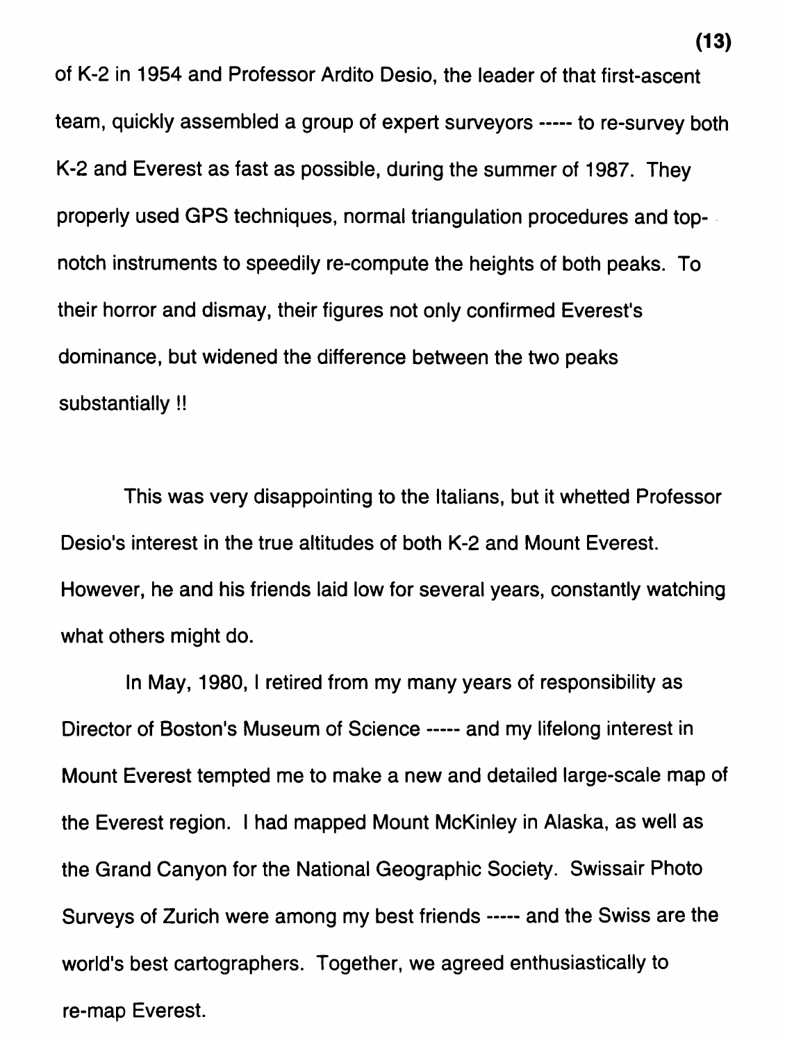of K-2 in 1954 and Professor Ardito Desio, the leader of that first-ascent team, quickly assembled a group of expert surveyors ----- to re-survey both K-2 and Everest as fast as possible, during the summer of 1987. They properly used GPS techniques, normal triangulation procedures and top-notch instruments to speedily re-compute the heights of both peaks. To their horror and dismay, their figures not only confirmed Everest's dominance, but widened the difference between the two peaks substantially !!

This was very disappointing to the Italians, but it whetted Professor Desio's interest in the true altitudes of both K-2 and Mount Everest. However, he and his friends laid low for several years, constantly watching what others might do.

In May, 1980, I retired from my many years of responsibility as Director of Boston's Museum of Science ----- and my lifelong interest in Mount Everest tempted me to make a new and detailed large-scale map of the Everest region. I had mapped Mount McKinley in Alaska, as well as the Grand Canyon for the National Geographic Society. Swissair Photo Surveys of Zurich were among my best friends ----- and the Swiss are the world's best cartographers. Together, we agreed enthusiastically to re-map Everest.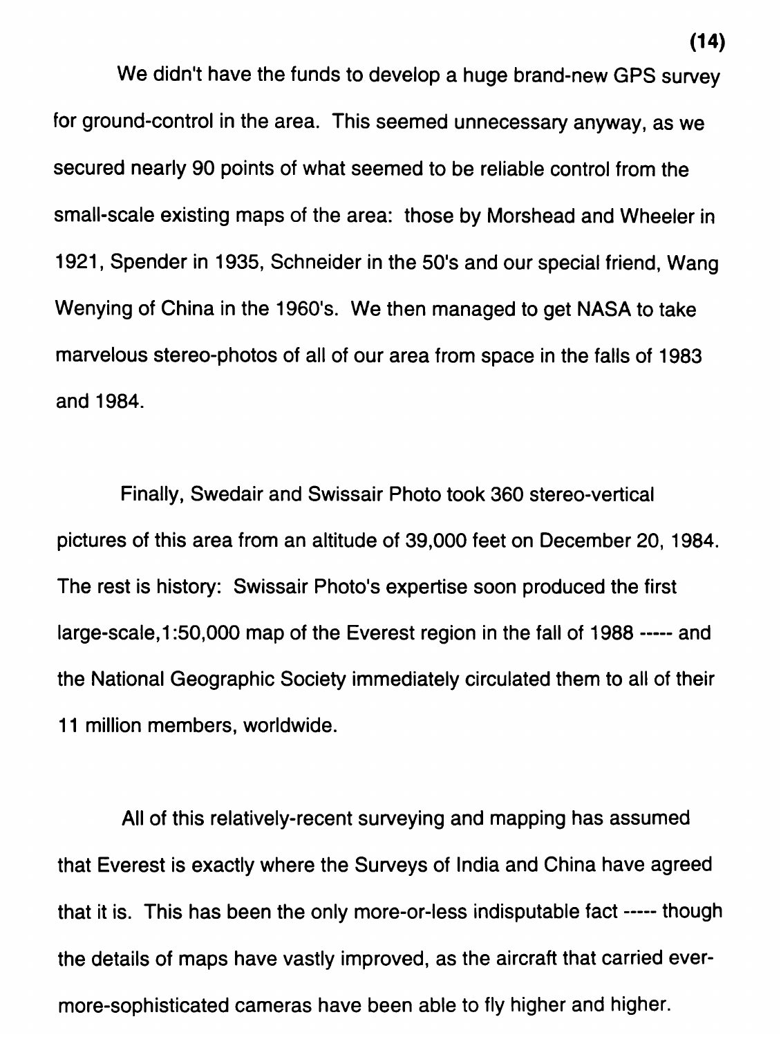We didn't have the funds to develop a huge brand-new GPS survey for ground-control in the area. This seemed unnecessary anyway, as we secured nearly 90 points of what seemed to be reliable control from the small-scale existing maps of the area: those by Morshead and Wheeler in 1921, Spender in 1935, Schneider in the 50's and our special friend, Wang Wenying of China in the 1960's. We then managed to get NASA to take marvelous stereo-photos of all of our area from space in the falls of 1983 and 1984.

Finally, Swedair and Swissair Photo took 360 stereo-vertical pictures of this area from an altitude of 39,000 feet on December 20, 1984. The rest is history: Swissair Photo's expertise soon produced the first large-scale,1:50,000 map of the Everest region in the fall of 1988 ----- and the National Geographic Society immediately circulated them to all of their 11 million members, worldwide.

All of this relatively-recent surveying and mapping has assumed that Everest is exactly where the Surveys of India and China have agreed that it is. This has been the only more-or-less indisputable fact ----- though the details of maps have vastly improved, as the aircraft that carried ever-more-sophisticated cameras have been able to fly higher and higher.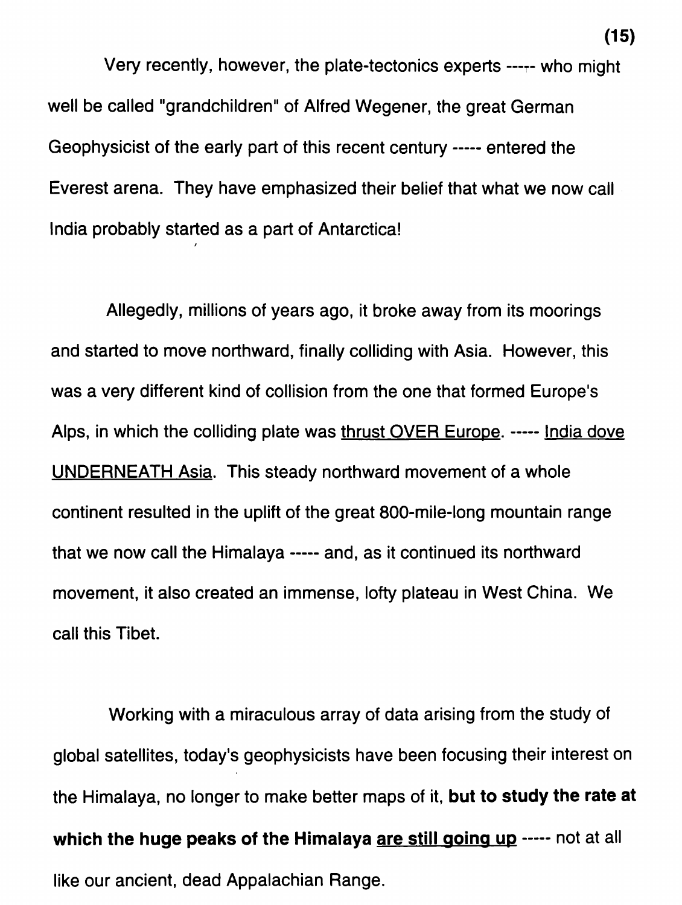Very recently, however, the plate-tectonics experts ----- who might well be called "grandchildren" of Alfred Wegener, the great German Geophysicist of the early part of this recent century ----- entered the Everest arena. They have emphasized their belief that what we now call India probably started as a part of Antarctica!

Allegedly, millions of years ago, it broke away from its moorings and started to move northward, finally colliding with Asia. However, this was a very different kind of collision from the one that formed Europe's Alps, in which the colliding plate was <u>thrust OVER Europe</u>. ----- <u>India dove UNDERNEATH Asia</u>. This steady northward movement of a whole continent resulted in the uplift of the great 800-mile-long mountain range that we now call the Himalaya ----- and, as it continued its northward movement, it also created an immense, lofty plateau in West China. We call this Tibet.

Working with a miraculous array of data arising from the study of global satellites, today's geophysicists have been focusing their interest on the Himalaya, no longer to make better maps of it, **but to study the rate at which the huge peaks of the Himalaya <u>are still going up</u>** ----- not at all like our ancient, dead Appalachian Range.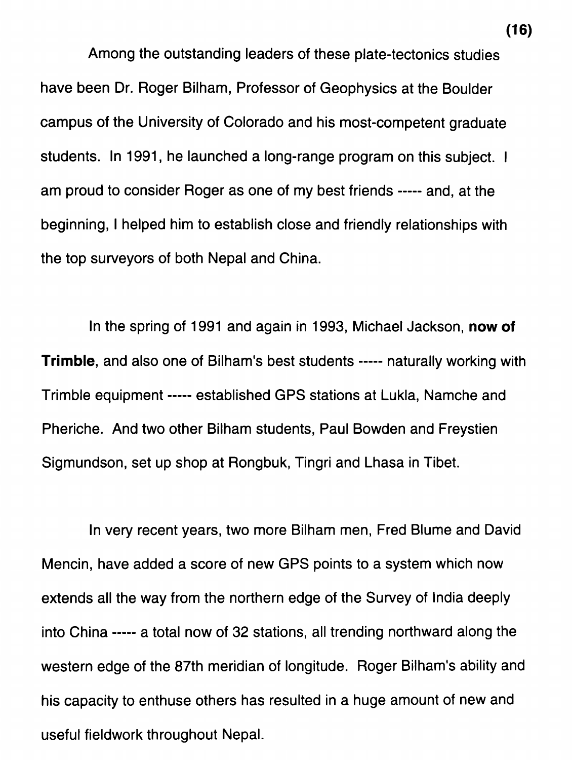Among the outstanding leaders of these plate-tectonics studies have been Dr. Roger Bilham, Professor of Geophysics at the Boulder campus of the University of Colorado and his most-competent graduate students. In 1991, he launched a long-range program on this subject. I am proud to consider Roger as one of my best friends ----- and, at the beginning, I helped him to establish close and friendly relationships with the top surveyors of both Nepal and China.

In the spring of 1991 and again in 1993, Michael Jackson, **now of Trimble**, and also one of Bilham's best students ----- naturally working with Trimble equipment ----- established GPS stations at Lukla, Namche and Pheriche. And two other Bilham students, Paul Bowden and Freystien Sigmundson, set up shop at Rongbuk, Tingri and Lhasa in Tibet.

In very recent years, two more Bilham men, Fred Blume and David Mencin, have added a score of new GPS points to a system which now extends all the way from the northern edge of the Survey of India deeply into China ----- a total now of 32 stations, all trending northward along the western edge of the 87th meridian of longitude. Roger Bilham's ability and his capacity to enthuse others has resulted in a huge amount of new and useful fieldwork throughout Nepal.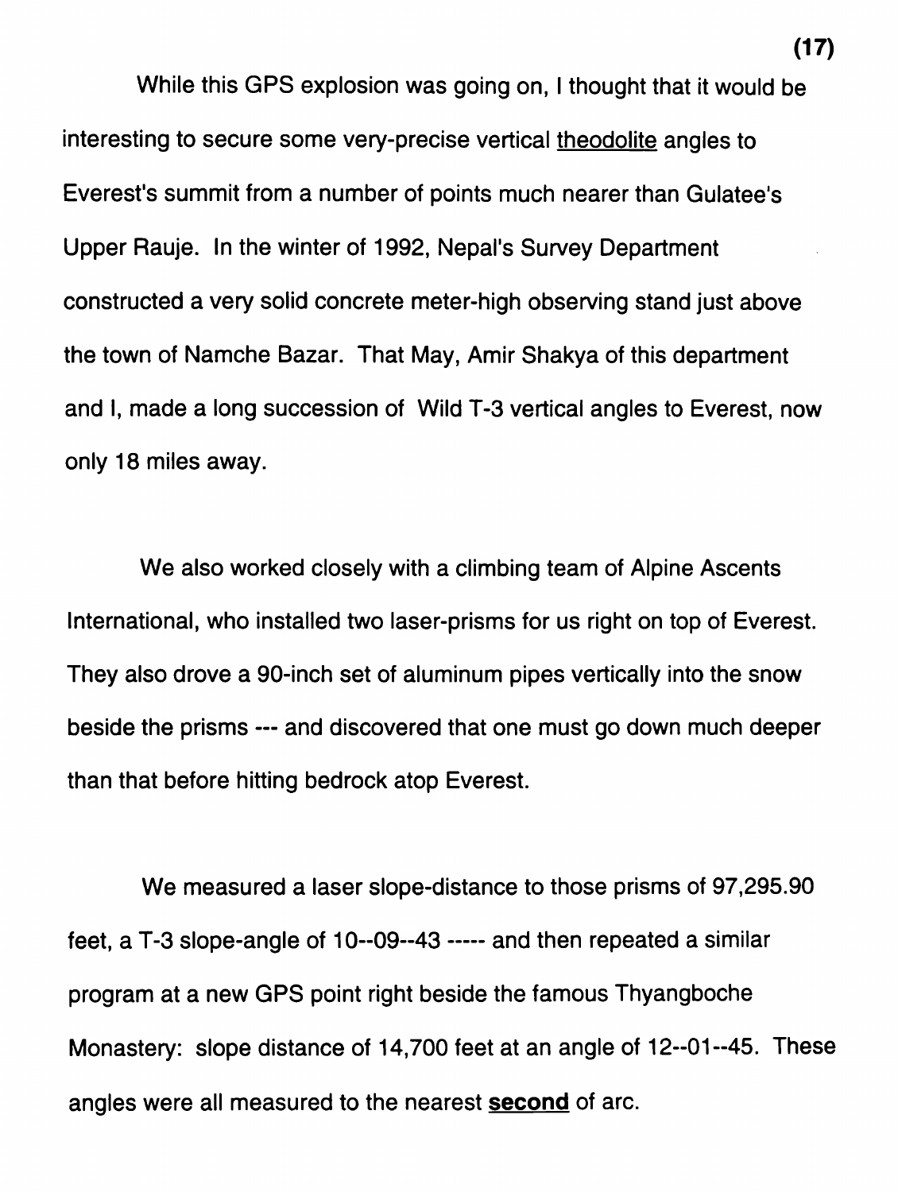While this GPS explosion was going on, I thought that it would be interesting to secure some very-precise vertical <u>theodolite</u> angles to Everest's summit from a number of points much nearer than Gulatee's Upper Rauje. In the winter of 1992, Nepal's Survey Department constructed a very solid concrete meter-high observing stand just above the town of Namche Bazar. That May, Amir Shakya of this department and I, made a long succession of Wild T-3 vertical angles to Everest, now only 18 miles away.

We also worked closely with a climbing team of Alpine Ascents International, who installed two laser-prisms for us right on top of Everest. They also drove a 90-inch set of aluminum pipes vertically into the snow beside the prisms --- and discovered that one must go down much deeper than that before hitting bedrock atop Everest.

We measured a laser slope-distance to those prisms of 97,295.90 feet, a T-3 slope-angle of 10--09--43 ----- and then repeated a similar program at a new GPS point right beside the famous Thyangboche Monastery: slope distance of 14,700 feet at an angle of 12--01--45. These angles were all measured to the nearest **<u>second</u>** of arc.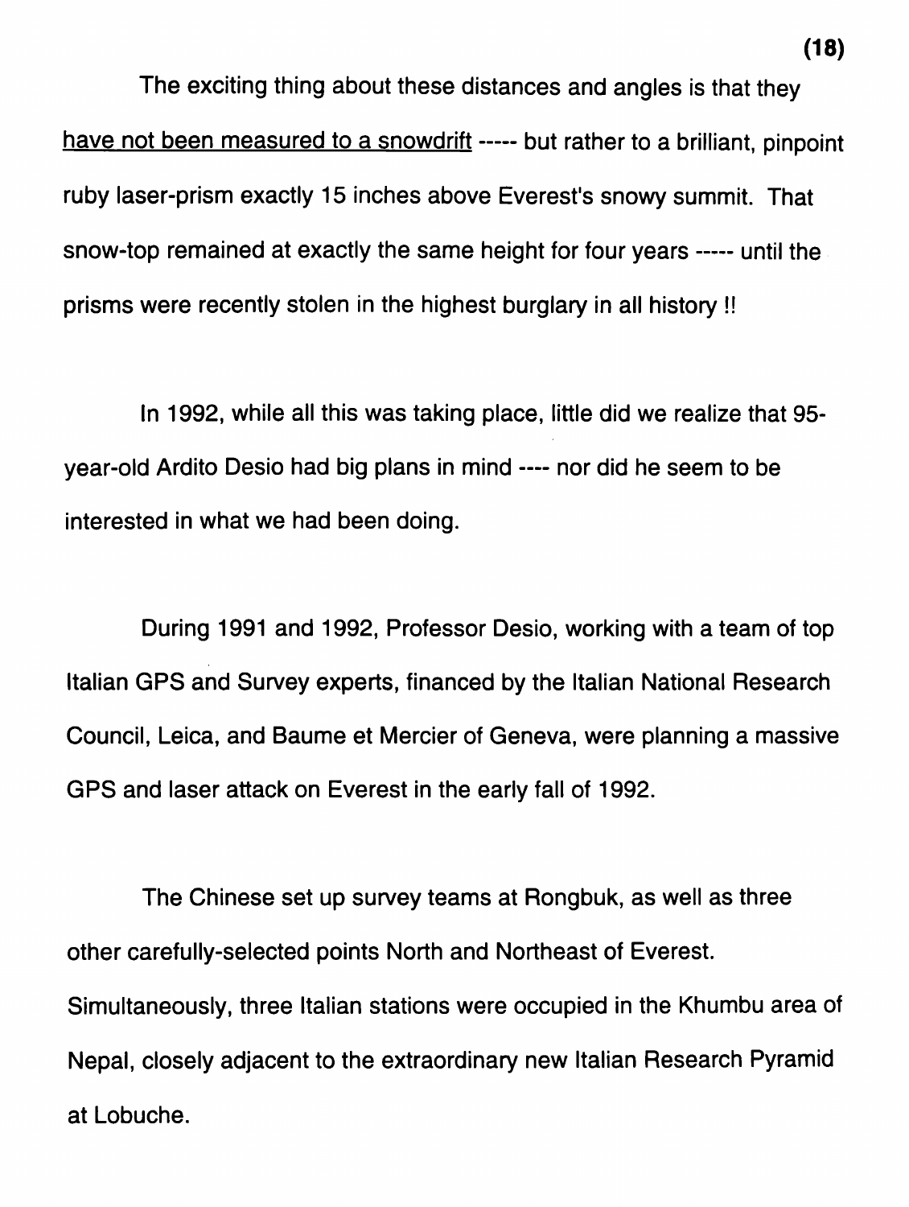The exciting thing about these distances and angles is that they have not been measured to a snowdrift ----- but rather to a brilliant, pinpoint ruby laser-prism exactly 15 inches above Everest's snowy summit. That snow-top remained at exactly the same height for four years ----- until the prisms were recently stolen in the highest burglary in all history !!

In 1992, while all this was taking place, little did we realize that 95-year-old Ardito Desio had big plans in mind ---- nor did he seem to be interested in what we had been doing.

During 1991 and 1992, Professor Desio, working with a team of top Italian GPS and Survey experts, financed by the Italian National Research Council, Leica, and Baume et Mercier of Geneva, were planning a massive GPS and laser attack on Everest in the early fall of 1992.

The Chinese set up survey teams at Rongbuk, as well as three other carefully-selected points North and Northeast of Everest. Simultaneously, three Italian stations were occupied in the Khumbu area of Nepal, closely adjacent to the extraordinary new Italian Research Pyramid at Lobuche.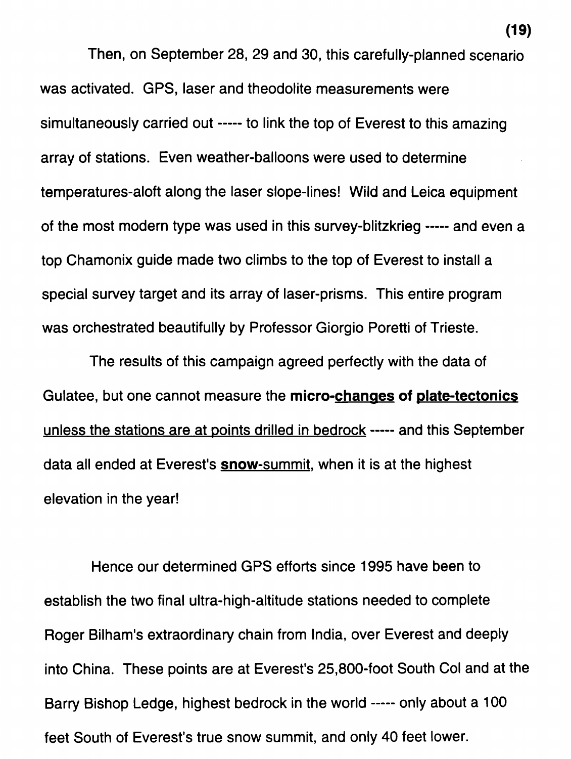Then, on September 28, 29 and 30, this carefully-planned scenario was activated. GPS, laser and theodolite measurements were simultaneously carried out ----- to link the top of Everest to this amazing array of stations. Even weather-balloons were used to determine temperatures-aloft along the laser slope-lines! Wild and Leica equipment of the most modern type was used in this survey-blitzkrieg ----- and even a top Chamonix guide made two climbs to the top of Everest to install a special survey target and its array of laser-prisms. This entire program was orchestrated beautifully by Professor Giorgio Poretti of Trieste.

The results of this campaign agreed perfectly with the data of Gulatee, but one cannot measure the **micro-<u>changes</u> of <u>plate-tectonics</u>** <u>unless the stations are at points drilled in bedrock</u> ----- and this September data all ended at Everest's <u>**snow**-summit</u>, when it is at the highest elevation in the year!

Hence our determined GPS efforts since 1995 have been to establish the two final ultra-high-altitude stations needed to complete Roger Bilham's extraordinary chain from India, over Everest and deeply into China. These points are at Everest's 25,800-foot South Col and at the Barry Bishop Ledge, highest bedrock in the world ----- only about a 100 feet South of Everest's true snow summit, and only 40 feet lower.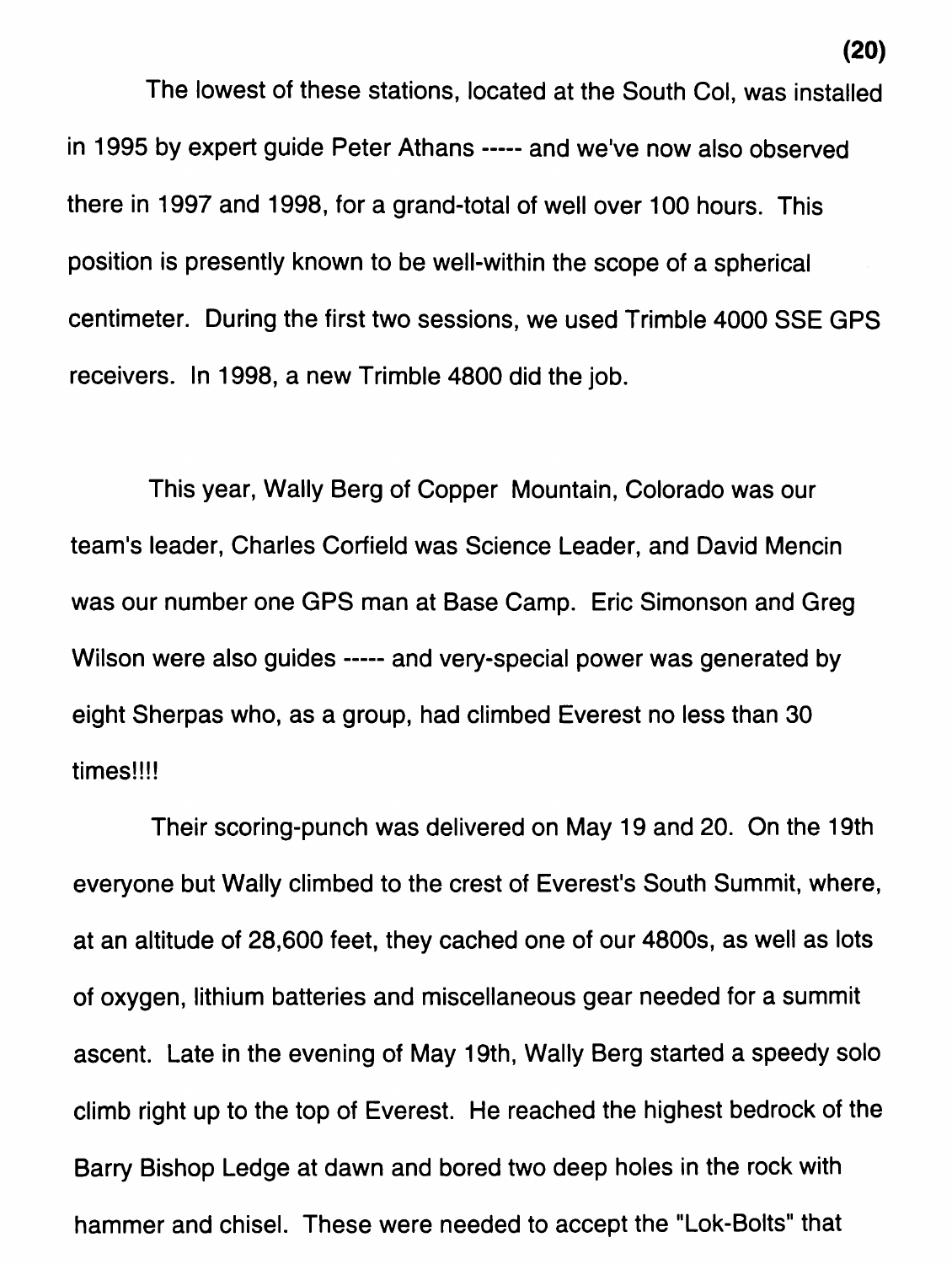The lowest of these stations, located at the South Col, was installed in 1995 by expert guide Peter Athans ----- and we've now also observed there in 1997 and 1998, for a grand-total of well over 100 hours. This position is presently known to be well-within the scope of a spherical centimeter. During the first two sessions, we used Trimble 4000 SSE GPS receivers. In 1998, a new Trimble 4800 did the job.

This year, Wally Berg of Copper Mountain, Colorado was our team's leader, Charles Corfield was Science Leader, and David Mencin was our number one GPS man at Base Camp. Eric Simonson and Greg Wilson were also guides ----- and very-special power was generated by eight Sherpas who, as a group, had climbed Everest no less than 30 times!!!!

Their scoring-punch was delivered on May 19 and 20. On the 19th everyone but Wally climbed to the crest of Everest's South Summit, where, at an altitude of 28,600 feet, they cached one of our 4800s, as well as lots of oxygen, lithium batteries and miscellaneous gear needed for a summit ascent. Late in the evening of May 19th, Wally Berg started a speedy solo climb right up to the top of Everest. He reached the highest bedrock of the Barry Bishop Ledge at dawn and bored two deep holes in the rock with hammer and chisel. These were needed to accept the "Lok-Bolts" that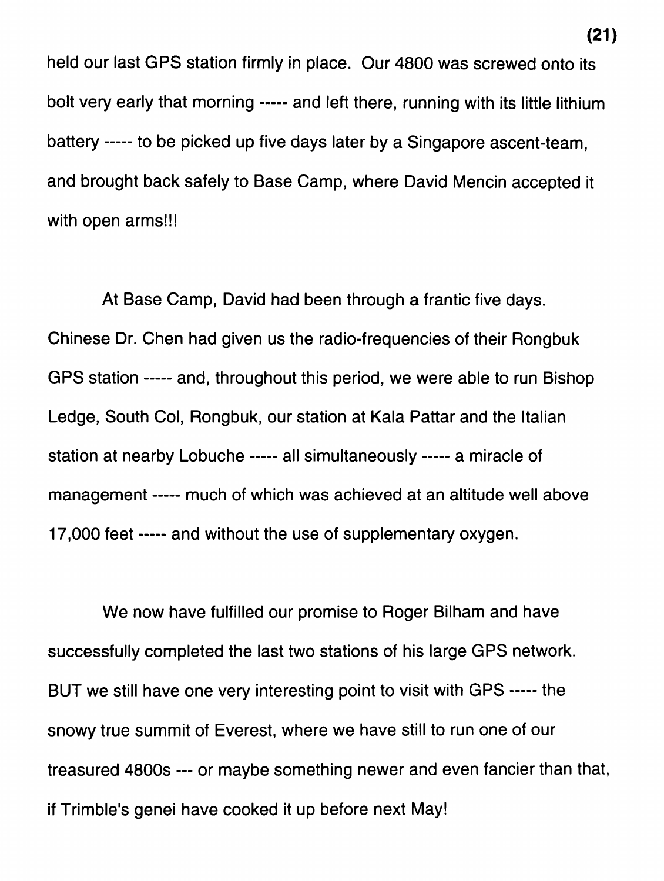held our last GPS station firmly in place. Our 4800 was screwed onto its bolt very early that morning ----- and left there, running with its little lithium battery ----- to be picked up five days later by a Singapore ascent-team, and brought back safely to Base Camp, where David Mencin accepted it with open arms!!!

At Base Camp, David had been through a frantic five days. Chinese Dr. Chen had given us the radio-frequencies of their Rongbuk GPS station ----- and, throughout this period, we were able to run Bishop Ledge, South Col, Rongbuk, our station at Kala Pattar and the Italian station at nearby Lobuche ----- all simultaneously ----- a miracle of management ----- much of which was achieved at an altitude well above 17,000 feet ----- and without the use of supplementary oxygen.

We now have fulfilled our promise to Roger Bilham and have successfully completed the last two stations of his large GPS network. BUT we still have one very interesting point to visit with GPS ----- the snowy true summit of Everest, where we have still to run one of our treasured 4800s --- or maybe something newer and even fancier than that, if Trimble's genei have cooked it up before next May!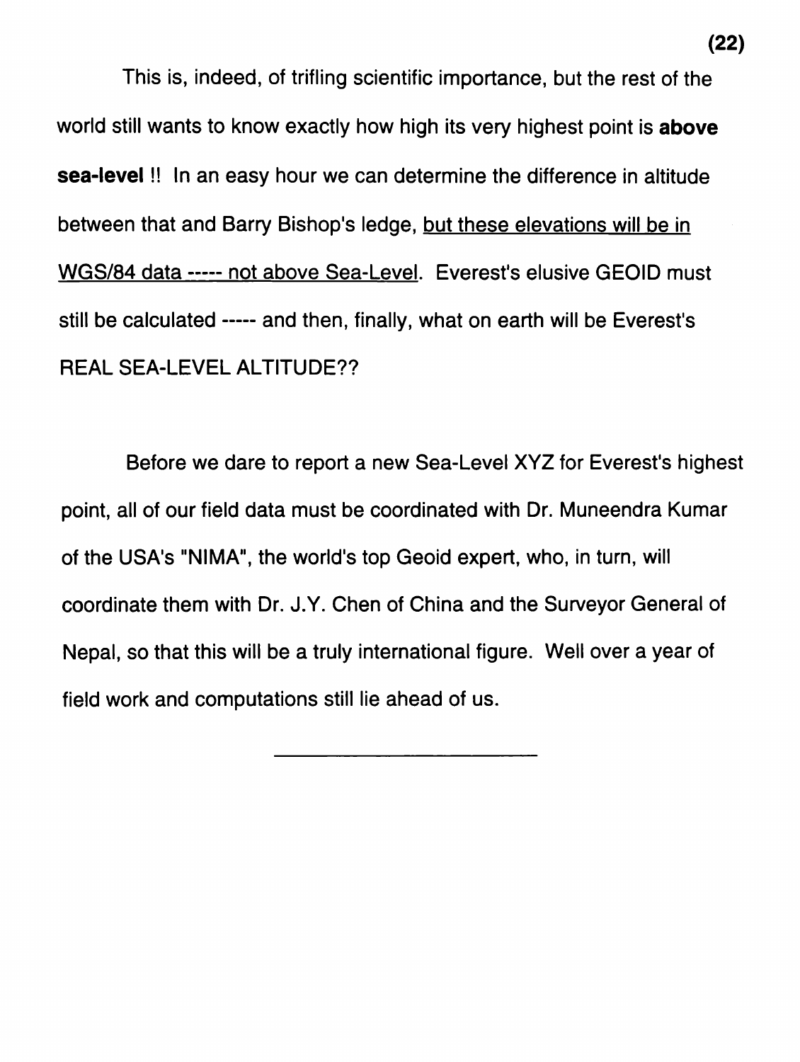This is, indeed, of trifling scientific importance, but the rest of the world still wants to know exactly how high its very highest point is **above sea-level** !! In an easy hour we can determine the difference in altitude between that and Barry Bishop's ledge, <u>but these elevations will be in WGS/84 data ----- not above Sea-Level</u>. Everest's elusive GEOID must still be calculated ----- and then, finally, what on earth will be Everest's REAL SEA-LEVEL ALTITUDE??

Before we dare to report a new Sea-Level XYZ for Everest's highest point, all of our field data must be coordinated with Dr. Muneendra Kumar of the USA's "NIMA", the world's top Geoid expert, who, in turn, will coordinate them with Dr. J.Y. Chen of China and the Surveyor General of Nepal, so that this will be a truly international figure. Well over a year of field work and computations still lie ahead of us.

---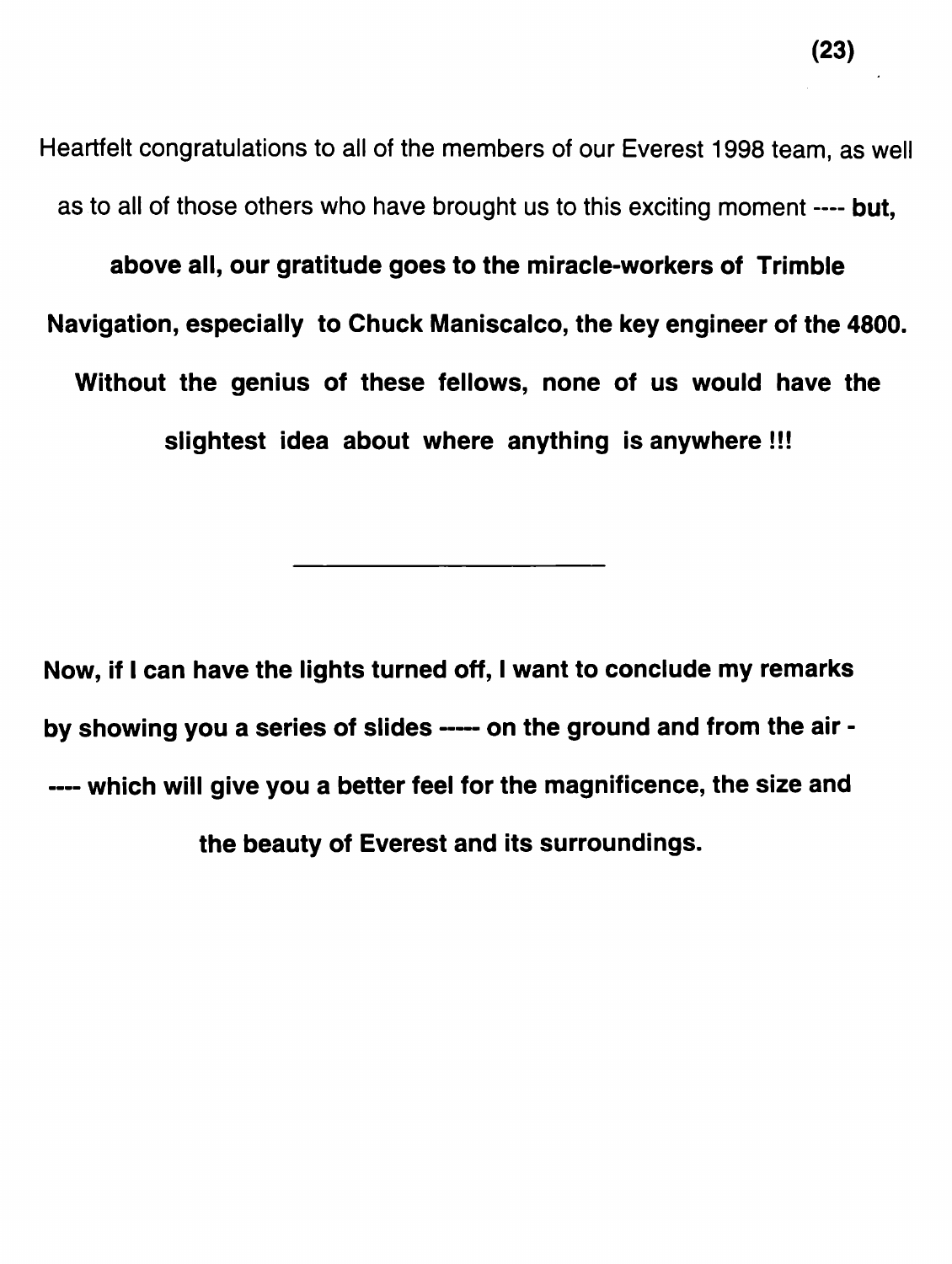Heartfelt congratulations to all of the members of our Everest 1998 team, as well as to all of those others who have brought us to this exciting moment ---- **but, above all, our gratitude goes to the miracle-workers of Trimble Navigation, especially to Chuck Maniscalco, the key engineer of the 4800. Without the genius of these fellows, none of us would have the slightest idea about where anything is anywhere !!!**

---

**Now, if I can have the lights turned off, I want to conclude my remarks by showing you a series of slides ----- on the ground and from the air - ---- which will give you a better feel for the magnificence, the size and the beauty of Everest and its surroundings.**